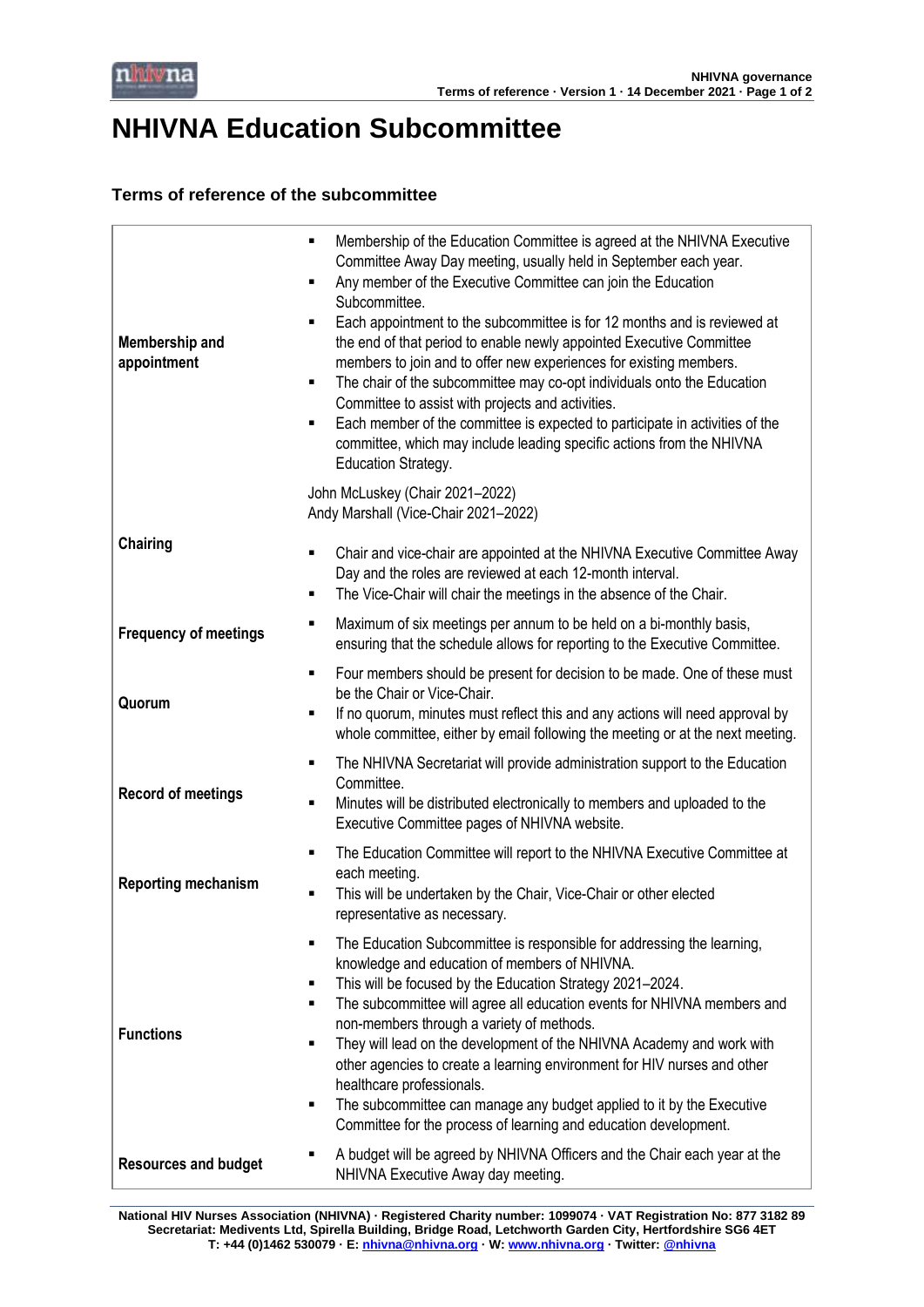# NHIVNA Education Subcommittee

### Terms of reference of the subcommittee

| | |
|---|---|
| **Membership and appointment** | ▪ Membership of the Education Committee is agreed at the NHIVNA Executive Committee Away Day meeting, usually held in September each year.<br>▪ Any member of the Executive Committee can join the Education Subcommittee.<br>▪ Each appointment to the subcommittee is for 12 months and is reviewed at the end of that period to enable newly appointed Executive Committee members to join and to offer new experiences for existing members.<br>▪ The chair of the subcommittee may co-opt individuals onto the Education Committee to assist with projects and activities.<br>▪ Each member of the committee is expected to participate in activities of the committee, which may include leading specific actions from the NHIVNA Education Strategy. |
| **Chairing** | John McLuskey (Chair 2021–2022)<br>Andy Marshall (Vice-Chair 2021–2022)<br>▪ Chair and vice-chair are appointed at the NHIVNA Executive Committee Away Day and the roles are reviewed at each 12-month interval.<br>▪ The Vice-Chair will chair the meetings in the absence of the Chair. |
| **Frequency of meetings** | ▪ Maximum of six meetings per annum to be held on a bi-monthly basis, ensuring that the schedule allows for reporting to the Executive Committee. |
| **Quorum** | ▪ Four members should be present for decision to be made. One of these must be the Chair or Vice-Chair.<br>▪ If no quorum, minutes must reflect this and any actions will need approval by whole committee, either by email following the meeting or at the next meeting. |
| **Record of meetings** | ▪ The NHIVNA Secretariat will provide administration support to the Education Committee.<br>▪ Minutes will be distributed electronically to members and uploaded to the Executive Committee pages of NHIVNA website. |
| **Reporting mechanism** | ▪ The Education Committee will report to the NHIVNA Executive Committee at each meeting.<br>▪ This will be undertaken by the Chair, Vice-Chair or other elected representative as necessary. |
| **Functions** | ▪ The Education Subcommittee is responsible for addressing the learning, knowledge and education of members of NHIVNA.<br>▪ This will be focused by the Education Strategy 2021–2024.<br>▪ The subcommittee will agree all education events for NHIVNA members and non-members through a variety of methods.<br>▪ They will lead on the development of the NHIVNA Academy and work with other agencies to create a learning environment for HIV nurses and other healthcare professionals.<br>▪ The subcommittee can manage any budget applied to it by the Executive Committee for the process of learning and education development. |
| **Resources and budget** | ▪ A budget will be agreed by NHIVNA Officers and the Chair each year at the NHIVNA Executive Away day meeting. |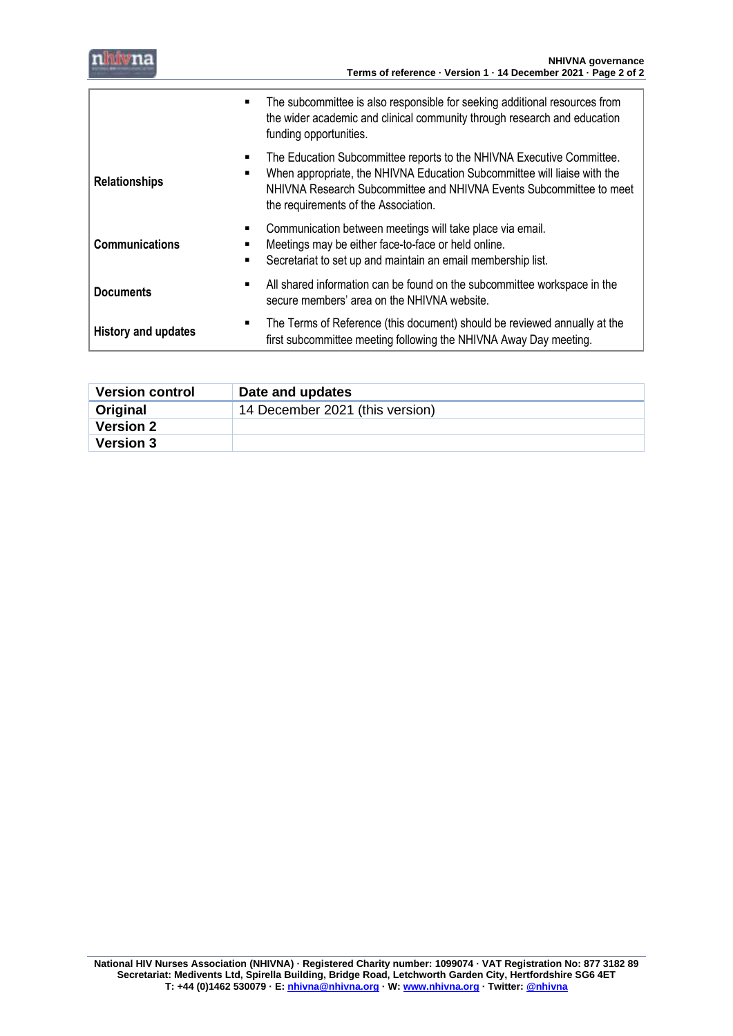| | |
|---|---|
| | ▪ The subcommittee is also responsible for seeking additional resources from the wider academic and clinical community through research and education funding opportunities. |
| **Relationships** | ▪ The Education Subcommittee reports to the NHIVNA Executive Committee.<br>▪ When appropriate, the NHIVNA Education Subcommittee will liaise with the NHIVNA Research Subcommittee and NHIVNA Events Subcommittee to meet the requirements of the Association. |
| **Communications** | ▪ Communication between meetings will take place via email.<br>▪ Meetings may be either face-to-face or held online.<br>▪ Secretariat to set up and maintain an email membership list. |
| **Documents** | ▪ All shared information can be found on the subcommittee workspace in the secure members' area on the NHIVNA website. |
| **History and updates** | ▪ The Terms of Reference (this document) should be reviewed annually at the first subcommittee meeting following the NHIVNA Away Day meeting. |

| Version control | Date and updates |
|---|---|
| **Original** | 14 December 2021 (this version) |
| **Version 2** | |
| **Version 3** | |

**National HIV Nurses Association (NHIVNA) · Registered Charity number: 1099074 · VAT Registration No: 877 3182 89**
**Secretariat: Medivents Ltd, Spirella Building, Bridge Road, Letchworth Garden City, Hertfordshire SG6 4ET**
**T: +44 (0)1462 530079 · E: nhivna@nhivna.org · W: www.nhivna.org · Twitter: @nhivna**